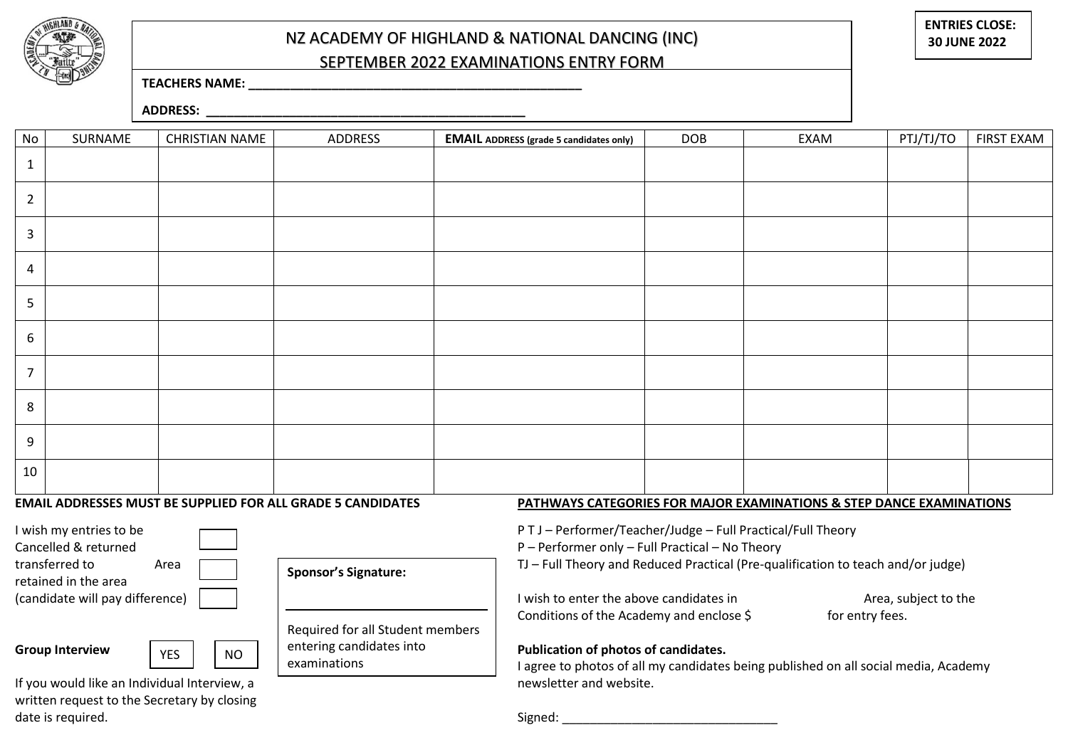**ENTRIES CLOSE: 30 JUNE 2022**

# NZ ACADEMY OF HIGHLAND & NATIONAL DANCING (INC)

## SEPTEMBER 2022 EXAMINATIONS ENTRY FORM

**TEACHERS NAME:** _______________________________________________

**ADDRESS:** _____________________________________________

| No | SURNAME | CHRISTIAN NAME | ADDRESS | **EMAIL** ADDRESS (grade 5 candidates only) | DOB | EXAM | PTJ/TJ/TO | FIRST EXAM |
|---|---|---|---|---|---|---|---|---|
| 1 | | | | | | | | |
| 2 | | | | | | | | |
| 3 | | | | | | | | |
| 4 | | | | | | | | |
| 5 | | | | | | | | |
| 6 | | | | | | | | |
| 7 | | | | | | | | |
| 8 | | | | | | | | |
| 9 | | | | | | | | |
| 10 | | | | | | | | |

**EMAIL ADDRESSES MUST BE SUPPLIED FOR ALL GRADE 5 CANDIDATES**

I wish my entries to be
Cancelled & returned ☐
transferred to Area ☐
retained in the area
(candidate will pay difference) ☐

**Sponsor's Signature:**

_____________________________

Required for all Student members entering candidates into examinations

**Group Interview** YES ☐ NO ☐

If you would like an Individual Interview, a written request to the Secretary by closing date is required.

**PATHWAYS CATEGORIES FOR MAJOR EXAMINATIONS & STEP DANCE EXAMINATIONS**

P T J – Performer/Teacher/Judge – Full Practical/Full Theory
P – Performer only – Full Practical – No Theory
TJ – Full Theory and Reduced Practical (Pre-qualification to teach and/or judge)

I wish to enter the above candidates in Area, subject to the Conditions of the Academy and enclose $ for entry fees.

**Publication of photos of candidates.**

I agree to photos of all my candidates being published on all social media, Academy newsletter and website.

Signed: _______________________________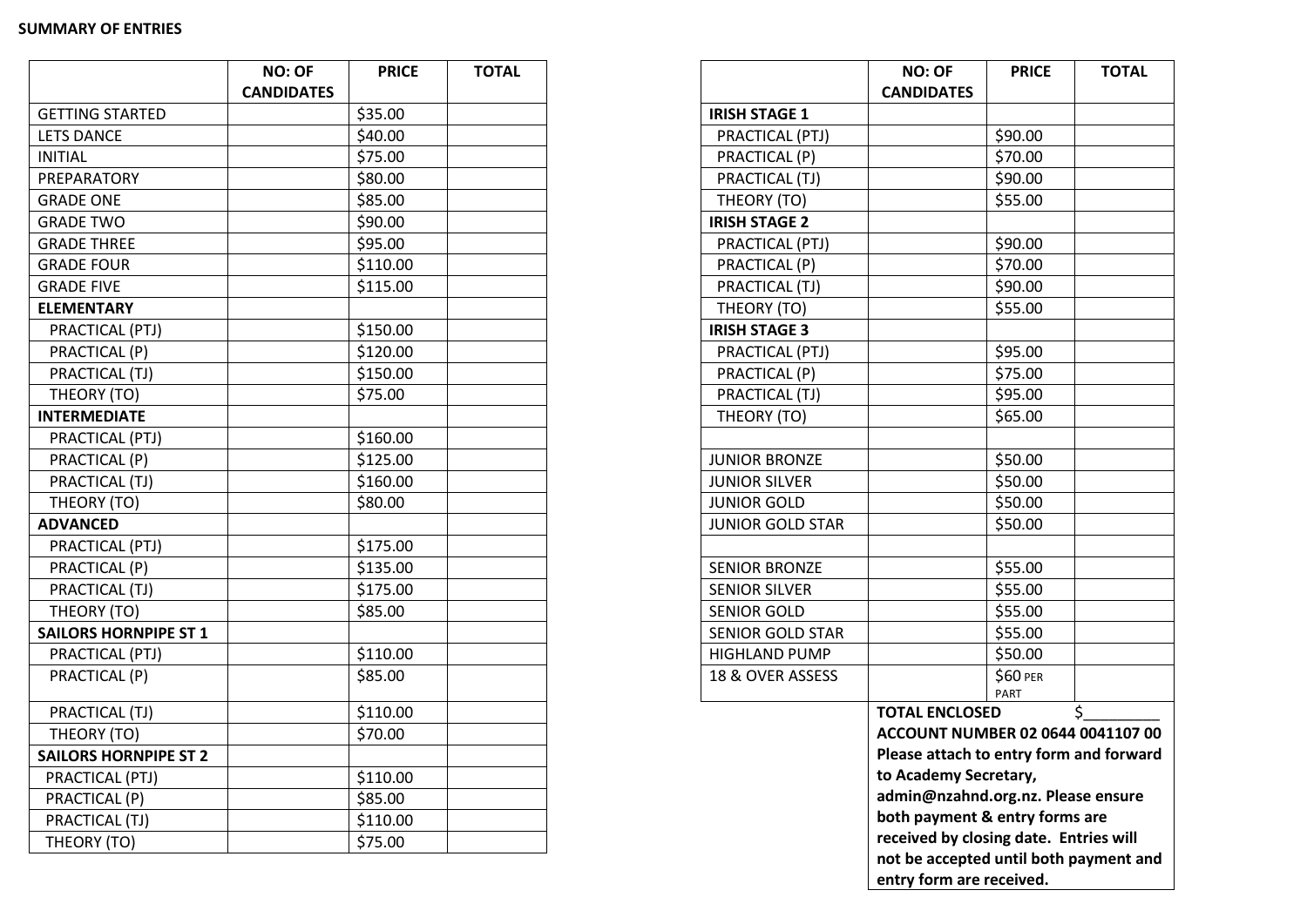**SUMMARY OF ENTRIES**

| | NO: OF CANDIDATES | PRICE | TOTAL |
|---|---|---|---|
| GETTING STARTED | | $35.00 | |
| LETS DANCE | | $40.00 | |
| INITIAL | | $75.00 | |
| PREPARATORY | | $80.00 | |
| GRADE ONE | | $85.00 | |
| GRADE TWO | | $90.00 | |
| GRADE THREE | | $95.00 | |
| GRADE FOUR | | $110.00 | |
| GRADE FIVE | | $115.00 | |
| **ELEMENTARY** | | | |
| PRACTICAL (PTJ) | | $150.00 | |
| PRACTICAL (P) | | $120.00 | |
| PRACTICAL (TJ) | | $150.00 | |
| THEORY (TO) | | $75.00 | |
| **INTERMEDIATE** | | | |
| PRACTICAL (PTJ) | | $160.00 | |
| PRACTICAL (P) | | $125.00 | |
| PRACTICAL (TJ) | | $160.00 | |
| THEORY (TO) | | $80.00 | |
| **ADVANCED** | | | |
| PRACTICAL (PTJ) | | $175.00 | |
| PRACTICAL (P) | | $135.00 | |
| PRACTICAL (TJ) | | $175.00 | |
| THEORY (TO) | | $85.00 | |
| **SAILORS HORNPIPE ST 1** | | | |
| PRACTICAL (PTJ) | | $110.00 | |
| PRACTICAL (P) | | $85.00 | |
| PRACTICAL (TJ) | | $110.00 | |
| THEORY (TO) | | $70.00 | |
| **SAILORS HORNPIPE ST 2** | | | |
| PRACTICAL (PTJ) | | $110.00 | |
| PRACTICAL (P) | | $85.00 | |
| PRACTICAL (TJ) | | $110.00 | |
| THEORY (TO) | | $75.00 | |

| | NO: OF CANDIDATES | PRICE | TOTAL |
|---|---|---|---|
| **IRISH STAGE 1** | | | |
| PRACTICAL (PTJ) | | $90.00 | |
| PRACTICAL (P) | | $70.00 | |
| PRACTICAL (TJ) | | $90.00 | |
| THEORY (TO) | | $55.00 | |
| **IRISH STAGE 2** | | | |
| PRACTICAL (PTJ) | | $90.00 | |
| PRACTICAL (P) | | $70.00 | |
| PRACTICAL (TJ) | | $90.00 | |
| THEORY (TO) | | $55.00 | |
| **IRISH STAGE 3** | | | |
| PRACTICAL (PTJ) | | $95.00 | |
| PRACTICAL (P) | | $75.00 | |
| PRACTICAL (TJ) | | $95.00 | |
| THEORY (TO) | | $65.00 | |
| | | | |
| JUNIOR BRONZE | | $50.00 | |
| JUNIOR SILVER | | $50.00 | |
| JUNIOR GOLD | | $50.00 | |
| JUNIOR GOLD STAR | | $50.00 | |
| | | | |
| SENIOR BRONZE | | $55.00 | |
| SENIOR SILVER | | $55.00 | |
| SENIOR GOLD | | $55.00 | |
| SENIOR GOLD STAR | | $55.00 | |
| HIGHLAND PUMP | | $50.00 | |
| 18 & OVER ASSESS | | $60 PER PART | |

**TOTAL ENCLOSED $\_\_\_\_\_\_\_\_\_**

**ACCOUNT NUMBER 02 0644 0041107 00**

**Please attach to entry form and forward to Academy Secretary, admin@nzahnd.org.nz. Please ensure both payment & entry forms are received by closing date. Entries will not be accepted until both payment and entry form are received.**